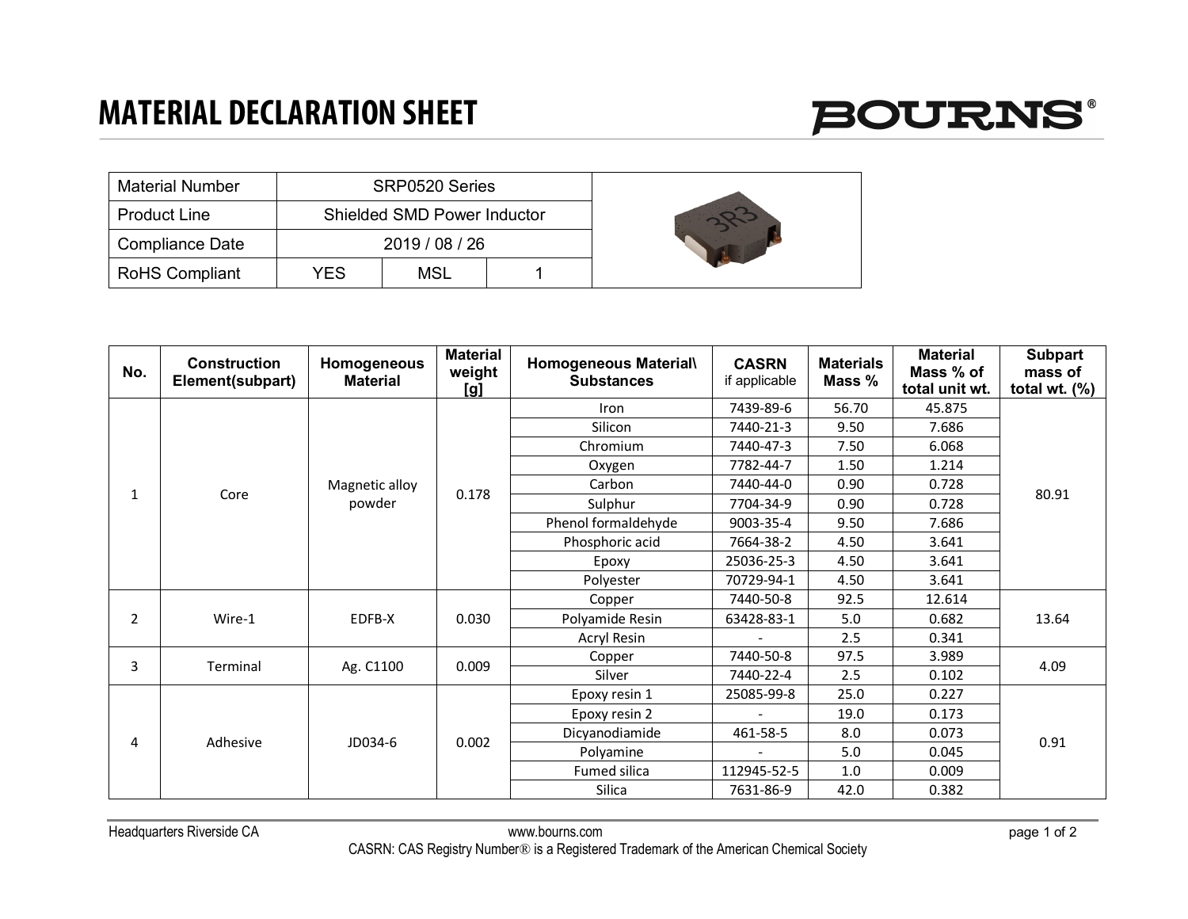# MATERIAL DECLARATION SHEET

BOURNS®

| Material Number | SRP0520 Series | | |
|---|---|---|---|
| Product Line | Shielded SMD Power Inductor | | |
| Compliance Date | 2019 / 08 / 26 | | |
| RoHS Compliant | YES | MSL | 1 |

| No. | Construction Element(subpart) | Homogeneous Material | Material weight [g] | Homogeneous Material\ Substances | CASRN if applicable | Materials Mass % | Material Mass % of total unit wt. | Subpart mass of total wt. (%) |
|---|---|---|---|---|---|---|---|---|
| 1 | Core | Magnetic alloy powder | 0.178 | Iron | 7439-89-6 | 56.70 | 45.875 | 80.91 |
| | | | | Silicon | 7440-21-3 | 9.50 | 7.686 | |
| | | | | Chromium | 7440-47-3 | 7.50 | 6.068 | |
| | | | | Oxygen | 7782-44-7 | 1.50 | 1.214 | |
| | | | | Carbon | 7440-44-0 | 0.90 | 0.728 | |
| | | | | Sulphur | 7704-34-9 | 0.90 | 0.728 | |
| | | | | Phenol formaldehyde | 9003-35-4 | 9.50 | 7.686 | |
| | | | | Phosphoric acid | 7664-38-2 | 4.50 | 3.641 | |
| | | | | Epoxy | 25036-25-3 | 4.50 | 3.641 | |
| | | | | Polyester | 70729-94-1 | 4.50 | 3.641 | |
| 2 | Wire-1 | EDFB-X | 0.030 | Copper | 7440-50-8 | 92.5 | 12.614 | 13.64 |
| | | | | Polyamide Resin | 63428-83-1 | 5.0 | 0.682 | |
| | | | | Acryl Resin | - | 2.5 | 0.341 | |
| 3 | Terminal | Ag. C1100 | 0.009 | Copper | 7440-50-8 | 97.5 | 3.989 | 4.09 |
| | | | | Silver | 7440-22-4 | 2.5 | 0.102 | |
| 4 | Adhesive | JD034-6 | 0.002 | Epoxy resin 1 | 25085-99-8 | 25.0 | 0.227 | 0.91 |
| | | | | Epoxy resin 2 | - | 19.0 | 0.173 | |
| | | | | Dicyanodiamide | 461-58-5 | 8.0 | 0.073 | |
| | | | | Polyamine | - | 5.0 | 0.045 | |
| | | | | Fumed silica | 112945-52-5 | 1.0 | 0.009 | |
| | | | | Silica | 7631-86-9 | 42.0 | 0.382 | |

Headquarters Riverside CA www.bourns.com

CASRN: CAS Registry Number® is a Registered Trademark of the American Chemical Society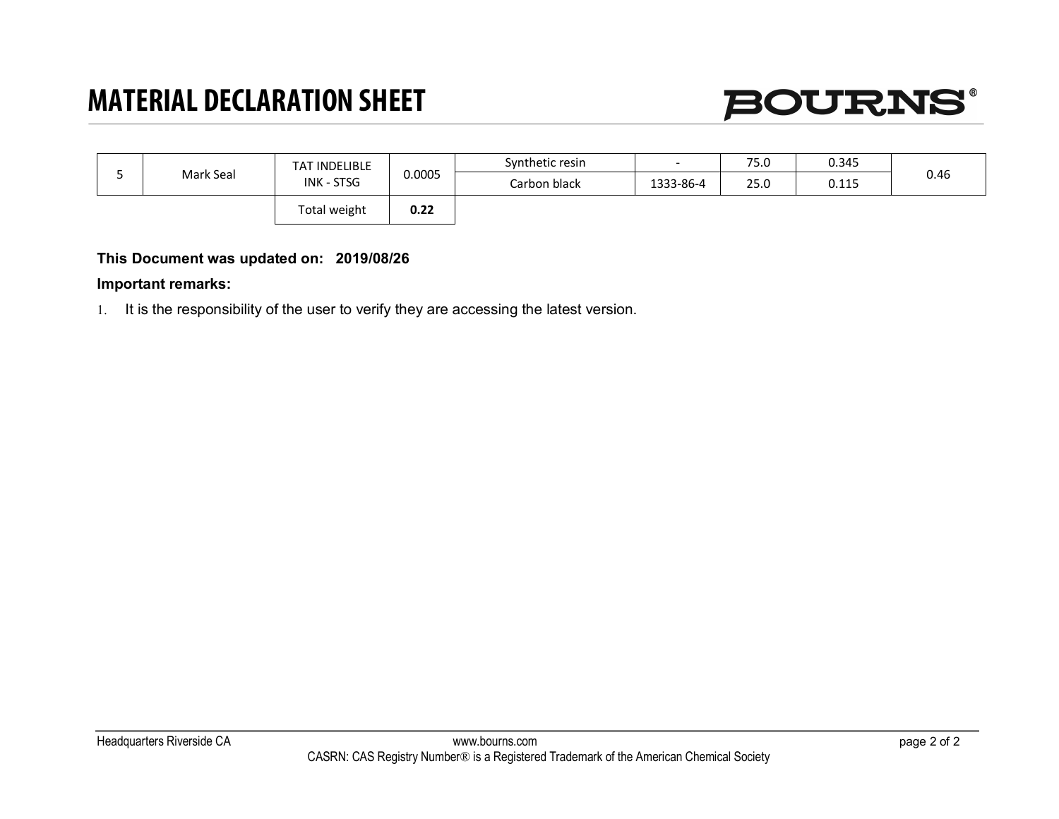# MATERIAL DECLARATION SHEET

| | | | | | | | | |
|---|---|---|---|---|---|---|---|---|
| 5 | Mark Seal | TAT INDELIBLE INK - STSG | 0.0005 | Synthetic resin | - | 75.0 | 0.345 | 0.46 |
| | | | | Carbon black | 1333-86-4 | 25.0 | 0.115 | |
| | | Total weight | **0.22** | | | | | |

**This Document was updated on: 2019/08/26**

**Important remarks:**

1. It is the responsibility of the user to verify they are accessing the latest version.

Headquarters Riverside CA www.bourns.com

CASRN: CAS Registry Number® is a Registered Trademark of the American Chemical Society